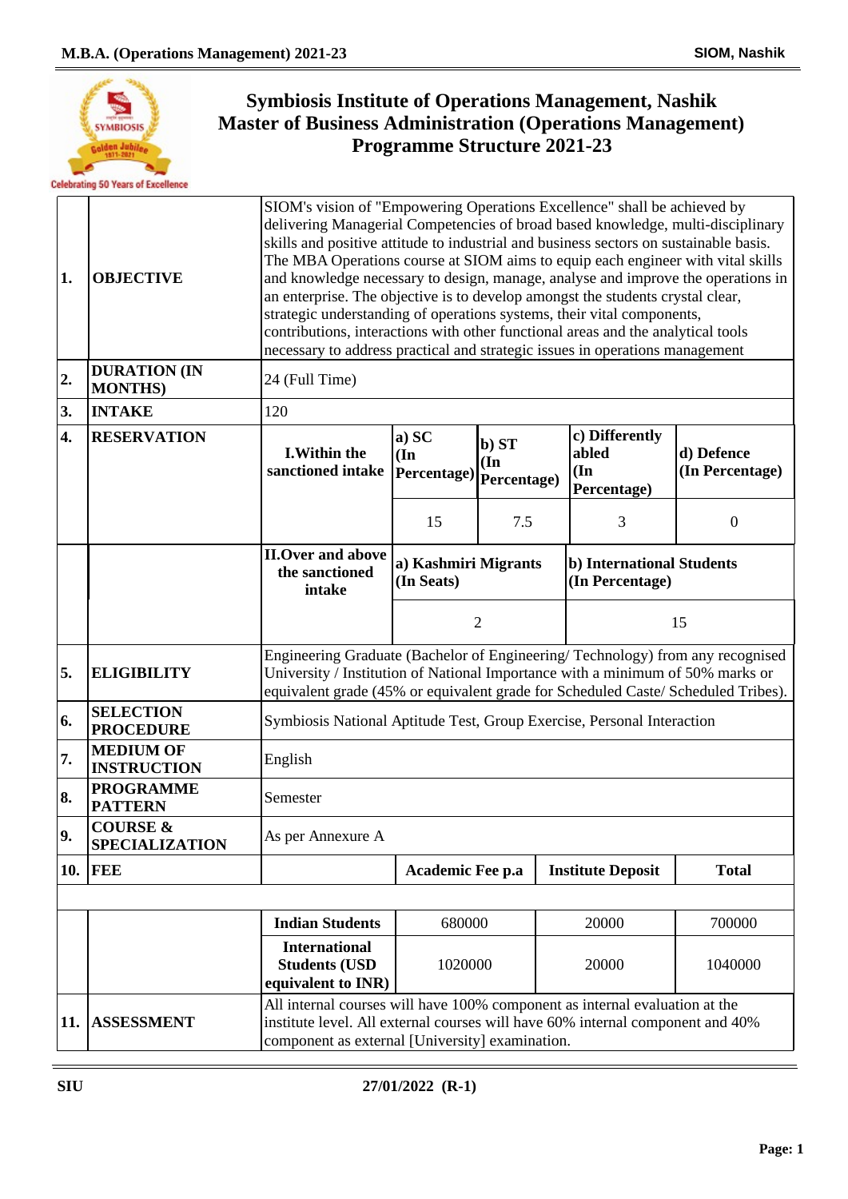# Symbiosis Institute of Operations Management, Nashik
# Master of Business Administration (Operations Management)
# Programme Structure 2021-23

| | | | | | | |
|---|---|---|---|---|---|---|
| **1.** | **OBJECTIVE** | SIOM's vision of "Empowering Operations Excellence" shall be achieved by delivering Managerial Competencies of broad based knowledge, multi-disciplinary skills and positive attitude to industrial and business sectors on sustainable basis. The MBA Operations course at SIOM aims to equip each engineer with vital skills and knowledge necessary to design, manage, analyse and improve the operations in an enterprise. The objective is to develop amongst the students crystal clear, strategic understanding of operations systems, their vital components, contributions, interactions with other functional areas and the analytical tools necessary to address practical and strategic issues in operations management | | | | |
| **2.** | **DURATION (IN MONTHS)** | 24 (Full Time) | | | | |
| **3.** | **INTAKE** | 120 | | | | |
| **4.** | **RESERVATION** | **I.Within the sanctioned intake** | **a) SC (In Percentage)** | **b) ST (In Percentage)** | **c) Differently abled (In Percentage)** | **d) Defence (In Percentage)** |
| | | | 15 | 7.5 | 3 | 0 |
| | | **II.Over and above the sanctioned intake** | **a) Kashmiri Migrants (In Seats)** | | **b) International Students (In Percentage)** | |
| | | | 2 | | 15 | |
| **5.** | **ELIGIBILITY** | Engineering Graduate (Bachelor of Engineering/ Technology) from any recognised University / Institution of National Importance with a minimum of 50% marks or equivalent grade (45% or equivalent grade for Scheduled Caste/ Scheduled Tribes). | | | | |
| **6.** | **SELECTION PROCEDURE** | Symbiosis National Aptitude Test, Group Exercise, Personal Interaction | | | | |
| **7.** | **MEDIUM OF INSTRUCTION** | English | | | | |
| **8.** | **PROGRAMME PATTERN** | Semester | | | | |
| **9.** | **COURSE & SPECIALIZATION** | As per Annexure A | | | | |
| **10.** | **FEE** | | **Academic Fee p.a** | | **Institute Deposit** | **Total** |
| | | **Indian Students** | 680000 | | 20000 | 700000 |
| | | **International Students (USD equivalent to INR)** | 1020000 | | 20000 | 1040000 |
| **11.** | **ASSESSMENT** | All internal courses will have 100% component as internal evaluation at the institute level. All external courses will have 60% internal component and 40% component as external [University] examination. | | | | |

SIU 27/01/2022 (R-1)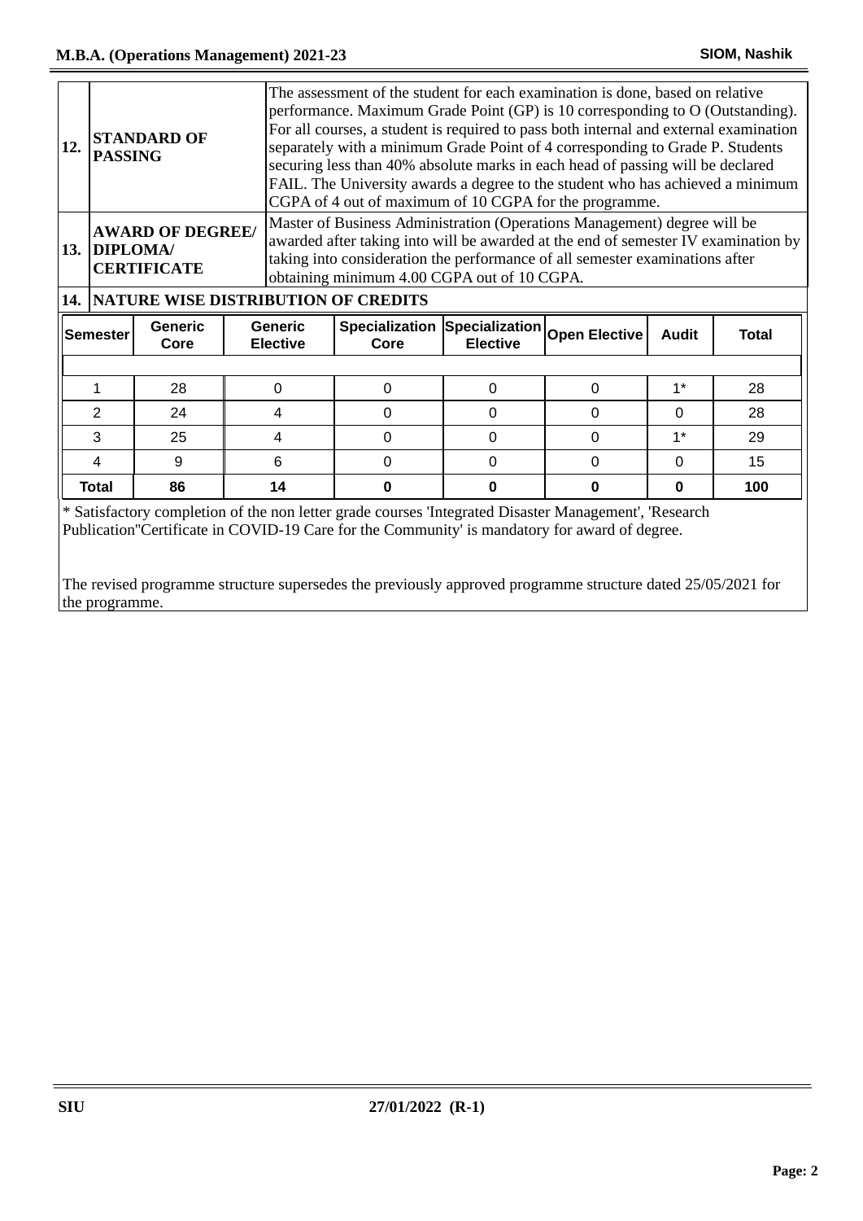| | | |
|---|---|---|
| 12. | **STANDARD OF PASSING** | The assessment of the student for each examination is done, based on relative performance. Maximum Grade Point (GP) is 10 corresponding to O (Outstanding). For all courses, a student is required to pass both internal and external examination separately with a minimum Grade Point of 4 corresponding to Grade P. Students securing less than 40% absolute marks in each head of passing will be declared FAIL. The University awards a degree to the student who has achieved a minimum CGPA of 4 out of maximum of 10 CGPA for the programme. |
| 13. | **AWARD OF DEGREE/ DIPLOMA/ CERTIFICATE** | Master of Business Administration (Operations Management) degree will be awarded after taking into will be awarded at the end of semester IV examination by taking into consideration the performance of all semester examinations after obtaining minimum 4.00 CGPA out of 10 CGPA. |

**14. NATURE WISE DISTRIBUTION OF CREDITS**

| Semester | Generic Core | Generic Elective | Specialization Core | Specialization Elective | Open Elective | Audit | Total |
|---|---|---|---|---|---|---|---|
| 1 | 28 | 0 | 0 | 0 | 0 | 1* | 28 |
| 2 | 24 | 4 | 0 | 0 | 0 | 0 | 28 |
| 3 | 25 | 4 | 0 | 0 | 0 | 1* | 29 |
| 4 | 9 | 6 | 0 | 0 | 0 | 0 | 15 |
| **Total** | **86** | **14** | **0** | **0** | **0** | **0** | **100** |

* Satisfactory completion of the non letter grade courses 'Integrated Disaster Management', 'Research Publication''Certificate in COVID-19 Care for the Community' is mandatory for award of degree.

The revised programme structure supersedes the previously approved programme structure dated 25/05/2021 for the programme.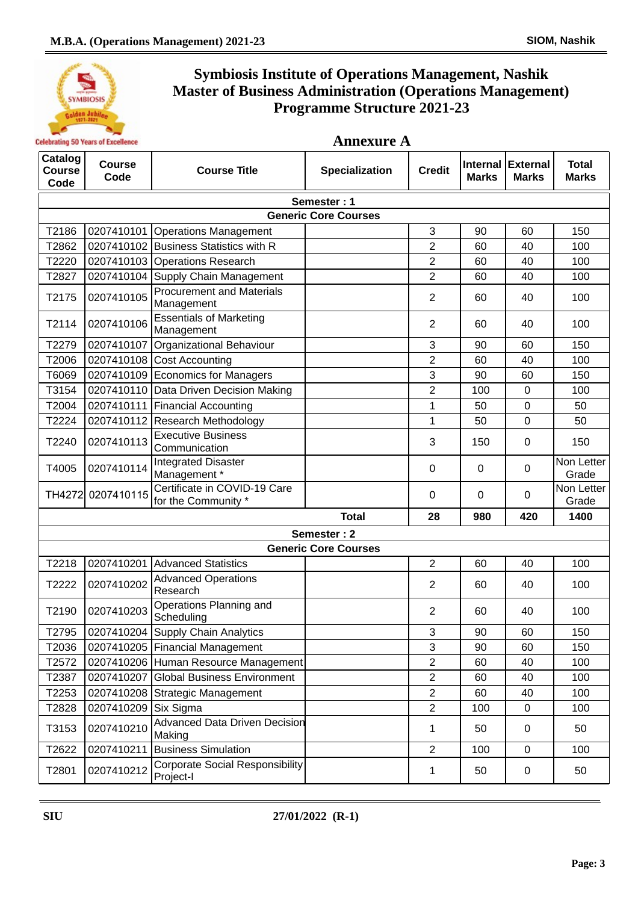# Symbiosis Institute of Operations Management, Nashik
# Master of Business Administration (Operations Management)
# Programme Structure 2021-23

## Annexure A

| Catalog Course Code | Course Code | Course Title | Specialization | Credit | Internal Marks | External Marks | Total Marks |
|---|---|---|---|---|---|---|---|
| **Semester : 1** | | | | | | | |
| **Generic Core Courses** | | | | | | | |
| T2186 | 0207410101 | Operations Management | | 3 | 90 | 60 | 150 |
| T2862 | 0207410102 | Business Statistics with R | | 2 | 60 | 40 | 100 |
| T2220 | 0207410103 | Operations Research | | 2 | 60 | 40 | 100 |
| T2827 | 0207410104 | Supply Chain Management | | 2 | 60 | 40 | 100 |
| T2175 | 0207410105 | Procurement and Materials Management | | 2 | 60 | 40 | 100 |
| T2114 | 0207410106 | Essentials of Marketing Management | | 2 | 60 | 40 | 100 |
| T2279 | 0207410107 | Organizational Behaviour | | 3 | 90 | 60 | 150 |
| T2006 | 0207410108 | Cost Accounting | | 2 | 60 | 40 | 100 |
| T6069 | 0207410109 | Economics for Managers | | 3 | 90 | 60 | 150 |
| T3154 | 0207410110 | Data Driven Decision Making | | 2 | 100 | 0 | 100 |
| T2004 | 0207410111 | Financial Accounting | | 1 | 50 | 0 | 50 |
| T2224 | 0207410112 | Research Methodology | | 1 | 50 | 0 | 50 |
| T2240 | 0207410113 | Executive Business Communication | | 3 | 150 | 0 | 150 |
| T4005 | 0207410114 | Integrated Disaster Management * | | 0 | 0 | 0 | Non Letter Grade |
| TH4272 | 0207410115 | Certificate in COVID-19 Care for the Community * | | 0 | 0 | 0 | Non Letter Grade |
| | | | **Total** | **28** | **980** | **420** | **1400** |
| **Semester : 2** | | | | | | | |
| **Generic Core Courses** | | | | | | | |
| T2218 | 0207410201 | Advanced Statistics | | 2 | 60 | 40 | 100 |
| T2222 | 0207410202 | Advanced Operations Research | | 2 | 60 | 40 | 100 |
| T2190 | 0207410203 | Operations Planning and Scheduling | | 2 | 60 | 40 | 100 |
| T2795 | 0207410204 | Supply Chain Analytics | | 3 | 90 | 60 | 150 |
| T2036 | 0207410205 | Financial Management | | 3 | 90 | 60 | 150 |
| T2572 | 0207410206 | Human Resource Management | | 2 | 60 | 40 | 100 |
| T2387 | 0207410207 | Global Business Environment | | 2 | 60 | 40 | 100 |
| T2253 | 0207410208 | Strategic Management | | 2 | 60 | 40 | 100 |
| T2828 | 0207410209 | Six Sigma | | 2 | 100 | 0 | 100 |
| T3153 | 0207410210 | Advanced Data Driven Decision Making | | 1 | 50 | 0 | 50 |
| T2622 | 0207410211 | Business Simulation | | 2 | 100 | 0 | 100 |
| T2801 | 0207410212 | Corporate Social Responsibility Project-I | | 1 | 50 | 0 | 50 |

SIU 27/01/2022 (R-1)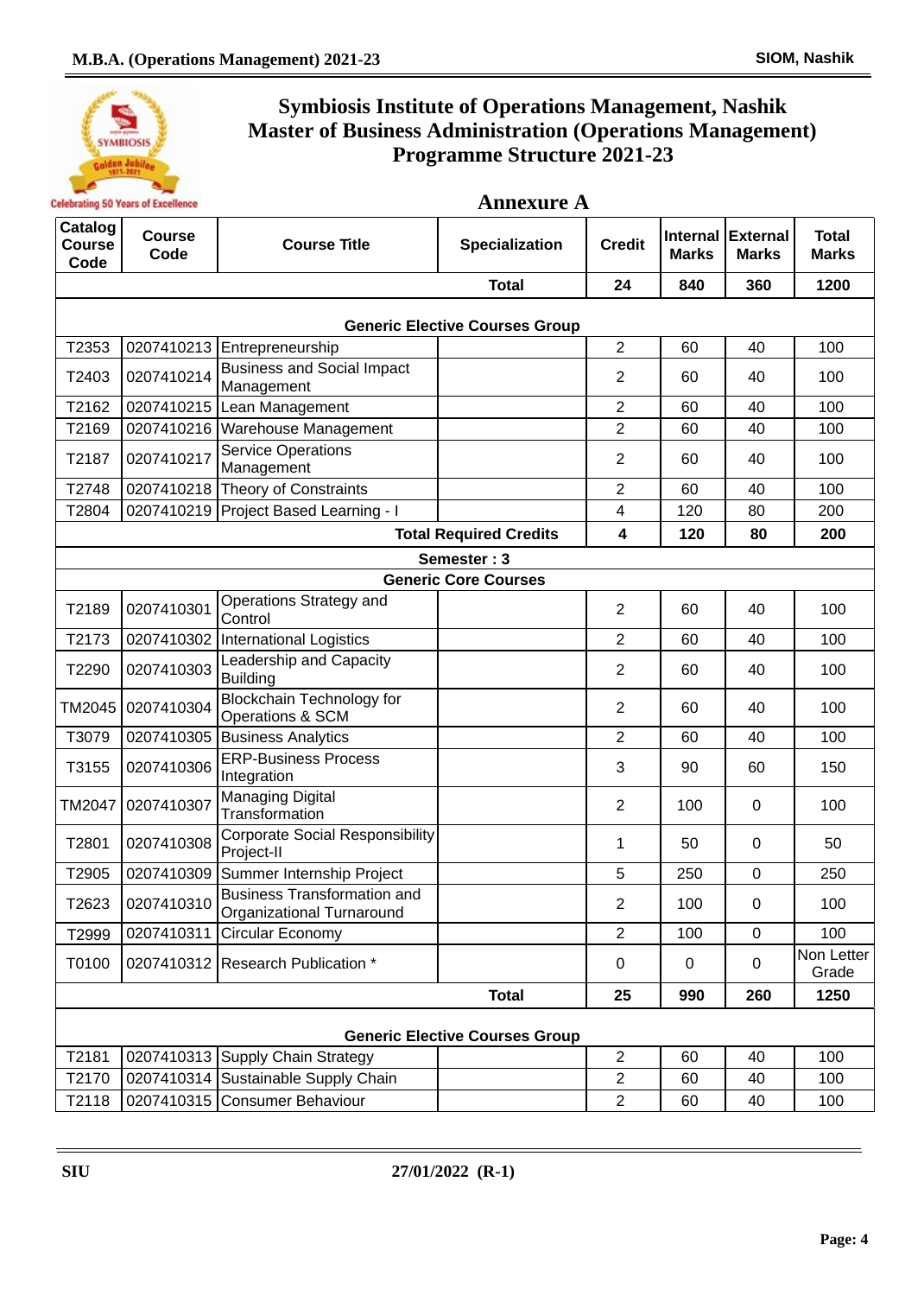# Symbiosis Institute of Operations Management, Nashik
# Master of Business Administration (Operations Management)
# Programme Structure 2021-23

## Annexure A

| Catalog Course Code | Course Code | Course Title | Specialization | Credit | Internal Marks | External Marks | Total Marks |
|---|---|---|---|---|---|---|---|
| | | | **Total** | **24** | **840** | **360** | **1200** |
| | | **Generic Elective Courses Group** | | | | | |
| T2353 | 0207410213 | Entrepreneurship | | 2 | 60 | 40 | 100 |
| T2403 | 0207410214 | Business and Social Impact Management | | 2 | 60 | 40 | 100 |
| T2162 | 0207410215 | Lean Management | | 2 | 60 | 40 | 100 |
| T2169 | 0207410216 | Warehouse Management | | 2 | 60 | 40 | 100 |
| T2187 | 0207410217 | Service Operations Management | | 2 | 60 | 40 | 100 |
| T2748 | 0207410218 | Theory of Constraints | | 2 | 60 | 40 | 100 |
| T2804 | 0207410219 | Project Based Learning - I | | 4 | 120 | 80 | 200 |
| | | | **Total Required Credits** | **4** | **120** | **80** | **200** |
| | | **Semester : 3** | | | | | |
| | | **Generic Core Courses** | | | | | |
| T2189 | 0207410301 | Operations Strategy and Control | | 2 | 60 | 40 | 100 |
| T2173 | 0207410302 | International Logistics | | 2 | 60 | 40 | 100 |
| T2290 | 0207410303 | Leadership and Capacity Building | | 2 | 60 | 40 | 100 |
| TM2045 | 0207410304 | Blockchain Technology for Operations & SCM | | 2 | 60 | 40 | 100 |
| T3079 | 0207410305 | Business Analytics | | 2 | 60 | 40 | 100 |
| T3155 | 0207410306 | ERP-Business Process Integration | | 3 | 90 | 60 | 150 |
| TM2047 | 0207410307 | Managing Digital Transformation | | 2 | 100 | 0 | 100 |
| T2801 | 0207410308 | Corporate Social Responsibility Project-II | | 1 | 50 | 0 | 50 |
| T2905 | 0207410309 | Summer Internship Project | | 5 | 250 | 0 | 250 |
| T2623 | 0207410310 | Business Transformation and Organizational Turnaround | | 2 | 100 | 0 | 100 |
| T2999 | 0207410311 | Circular Economy | | 2 | 100 | 0 | 100 |
| T0100 | 0207410312 | Research Publication * | | 0 | 0 | 0 | Non Letter Grade |
| | | | **Total** | **25** | **990** | **260** | **1250** |
| | | **Generic Elective Courses Group** | | | | | |
| T2181 | 0207410313 | Supply Chain Strategy | | 2 | 60 | 40 | 100 |
| T2170 | 0207410314 | Sustainable Supply Chain | | 2 | 60 | 40 | 100 |
| T2118 | 0207410315 | Consumer Behaviour | | 2 | 60 | 40 | 100 |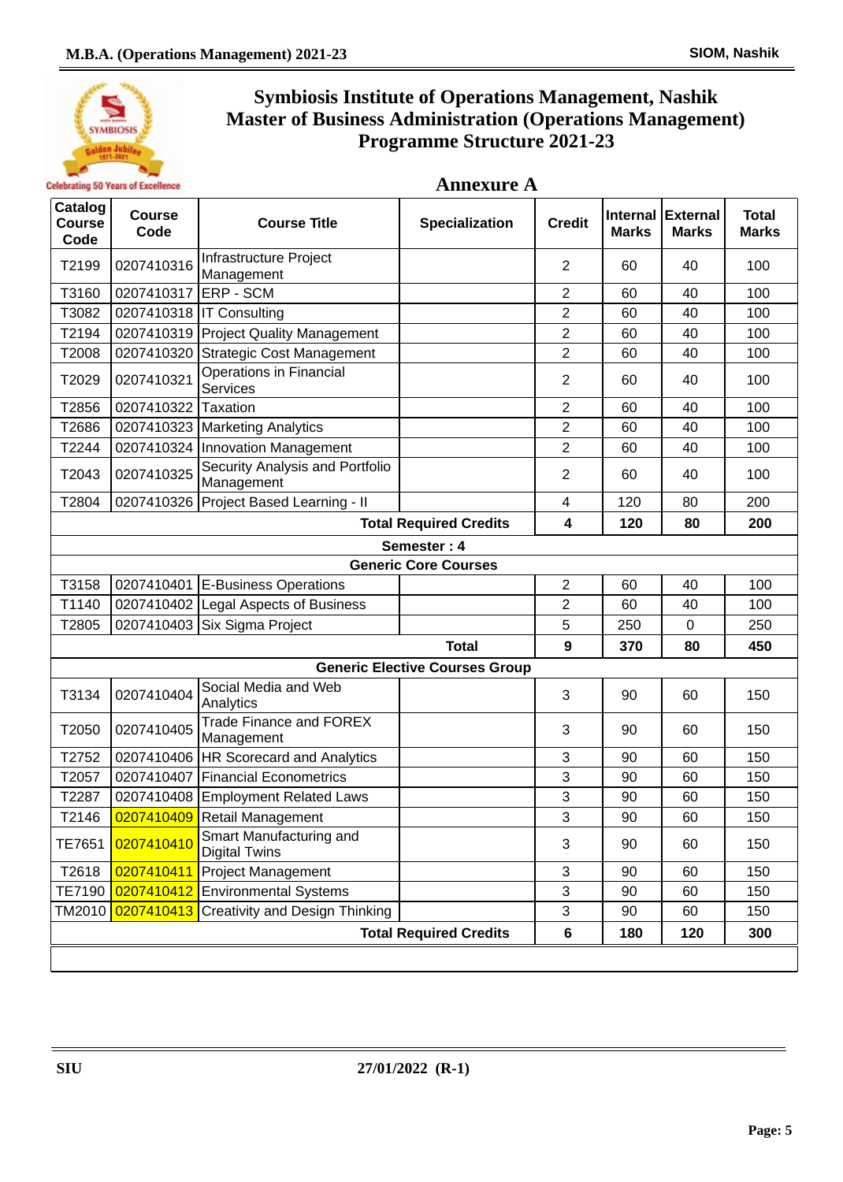# Symbiosis Institute of Operations Management, Nashik
# Master of Business Administration (Operations Management)
# Programme Structure 2021-23

## Annexure A

| Catalog Course Code | Course Code | Course Title | Specialization | Credit | Internal Marks | External Marks | Total Marks |
|---|---|---|---|---|---|---|---|
| T2199 | 0207410316 | Infrastructure Project Management | | 2 | 60 | 40 | 100 |
| T3160 | 0207410317 | ERP - SCM | | 2 | 60 | 40 | 100 |
| T3082 | 0207410318 | IT Consulting | | 2 | 60 | 40 | 100 |
| T2194 | 0207410319 | Project Quality Management | | 2 | 60 | 40 | 100 |
| T2008 | 0207410320 | Strategic Cost Management | | 2 | 60 | 40 | 100 |
| T2029 | 0207410321 | Operations in Financial Services | | 2 | 60 | 40 | 100 |
| T2856 | 0207410322 | Taxation | | 2 | 60 | 40 | 100 |
| T2686 | 0207410323 | Marketing Analytics | | 2 | 60 | 40 | 100 |
| T2244 | 0207410324 | Innovation Management | | 2 | 60 | 40 | 100 |
| T2043 | 0207410325 | Security Analysis and Portfolio Management | | 2 | 60 | 40 | 100 |
| T2804 | 0207410326 | Project Based Learning - II | | 4 | 120 | 80 | 200 |
| | | | **Total Required Credits** | **4** | **120** | **80** | **200** |
| | | | **Semester : 4** | | | | |
| | | | **Generic Core Courses** | | | | |
| T3158 | 0207410401 | E-Business Operations | | 2 | 60 | 40 | 100 |
| T1140 | 0207410402 | Legal Aspects of Business | | 2 | 60 | 40 | 100 |
| T2805 | 0207410403 | Six Sigma Project | | 5 | 250 | 0 | 250 |
| | | | **Total** | **9** | **370** | **80** | **450** |
| | | | **Generic Elective Courses Group** | | | | |
| T3134 | 0207410404 | Social Media and Web Analytics | | 3 | 90 | 60 | 150 |
| T2050 | 0207410405 | Trade Finance and FOREX Management | | 3 | 90 | 60 | 150 |
| T2752 | 0207410406 | HR Scorecard and Analytics | | 3 | 90 | 60 | 150 |
| T2057 | 0207410407 | Financial Econometrics | | 3 | 90 | 60 | 150 |
| T2287 | 0207410408 | Employment Related Laws | | 3 | 90 | 60 | 150 |
| T2146 | 0207410409 | Retail Management | | 3 | 90 | 60 | 150 |
| TE7651 | 0207410410 | Smart Manufacturing and Digital Twins | | 3 | 90 | 60 | 150 |
| T2618 | 0207410411 | Project Management | | 3 | 90 | 60 | 150 |
| TE7190 | 0207410412 | Environmental Systems | | 3 | 90 | 60 | 150 |
| TM2010 | 0207410413 | Creativity and Design Thinking | | 3 | 90 | 60 | 150 |
| | | | **Total Required Credits** | **6** | **180** | **120** | **300** |

SIU 27/01/2022 (R-1)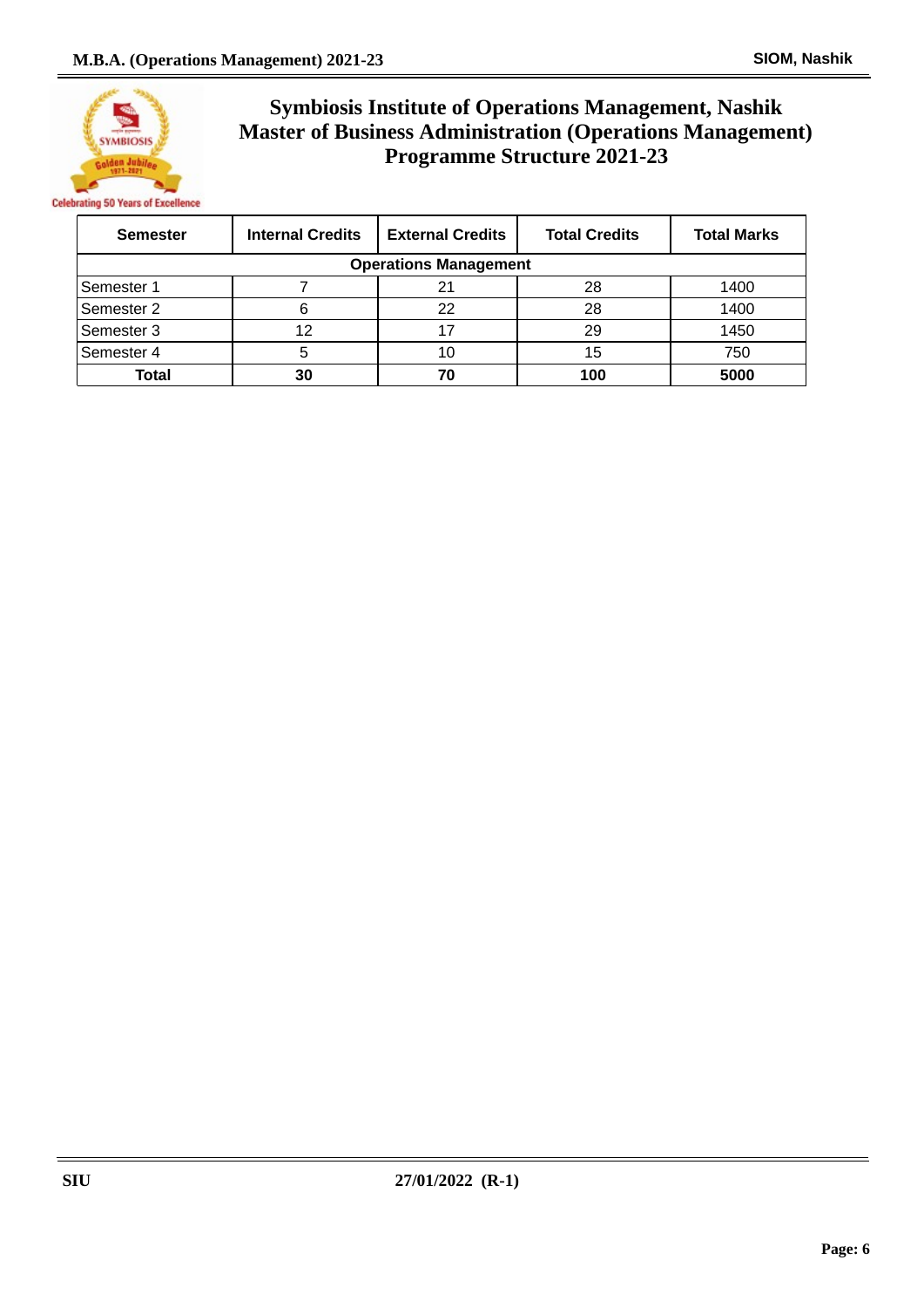# Symbiosis Institute of Operations Management, Nashik
# Master of Business Administration (Operations Management)
# Programme Structure 2021-23

| Semester | Internal Credits | External Credits | Total Credits | Total Marks |
|---|---|---|---|---|
| **Operations Management** | | | | |
| Semester 1 | 7 | 21 | 28 | 1400 |
| Semester 2 | 6 | 22 | 28 | 1400 |
| Semester 3 | 12 | 17 | 29 | 1450 |
| Semester 4 | 5 | 10 | 15 | 750 |
| **Total** | **30** | **70** | **100** | **5000** |